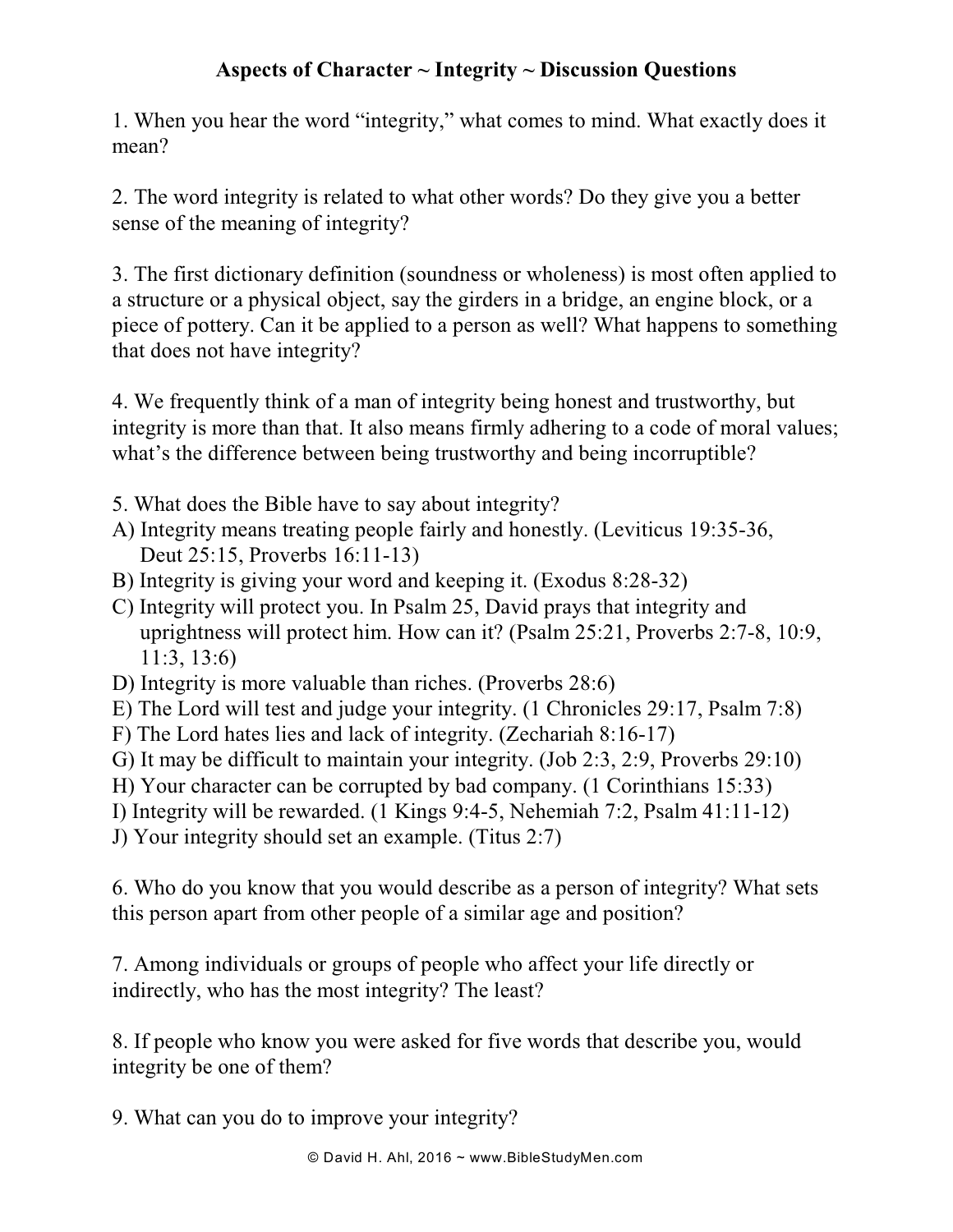# Aspects of Character ~ Integrity ~ Discussion Questions

1. When you hear the word "integrity," what comes to mind. What exactly does it mean?

2. The word integrity is related to what other words? Do they give you a better sense of the meaning of integrity?

3. The first dictionary definition (soundness or wholeness) is most often applied to a structure or a physical object, say the girders in a bridge, an engine block, or a piece of pottery. Can it be applied to a person as well? What happens to something that does not have integrity?

4. We frequently think of a man of integrity being honest and trustworthy, but integrity is more than that. It also means firmly adhering to a code of moral values; what's the difference between being trustworthy and being incorruptible?

5. What does the Bible have to say about integrity?

A) Integrity means treating people fairly and honestly. (Leviticus 19:35-36, Deut 25:15, Proverbs 16:11-13)
B) Integrity is giving your word and keeping it. (Exodus 8:28-32)
C) Integrity will protect you. In Psalm 25, David prays that integrity and uprightness will protect him. How can it? (Psalm 25:21, Proverbs 2:7-8, 10:9, 11:3, 13:6)
D) Integrity is more valuable than riches. (Proverbs 28:6)
E) The Lord will test and judge your integrity. (1 Chronicles 29:17, Psalm 7:8)
F) The Lord hates lies and lack of integrity. (Zechariah 8:16-17)
G) It may be difficult to maintain your integrity. (Job 2:3, 2:9, Proverbs 29:10)
H) Your character can be corrupted by bad company. (1 Corinthians 15:33)
I) Integrity will be rewarded. (1 Kings 9:4-5, Nehemiah 7:2, Psalm 41:11-12)
J) Your integrity should set an example. (Titus 2:7)

6. Who do you know that you would describe as a person of integrity? What sets this person apart from other people of a similar age and position?

7. Among individuals or groups of people who affect your life directly or indirectly, who has the most integrity? The least?

8. If people who know you were asked for five words that describe you, would integrity be one of them?

9. What can you do to improve your integrity?

© David H. Ahl, 2016 ~ www.BibleStudyMen.com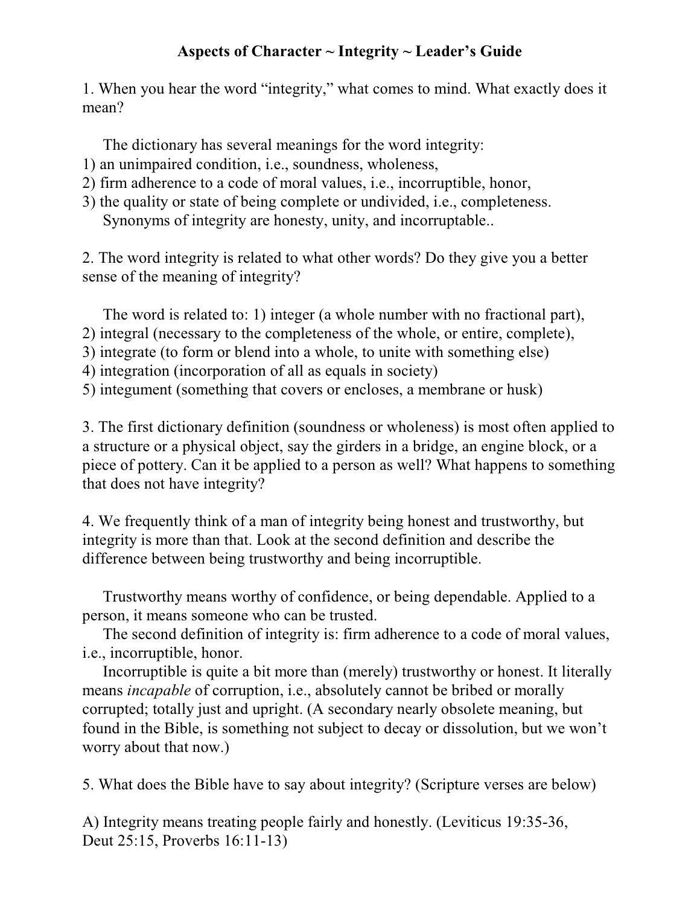# Aspects of Character ~ Integrity ~ Leader's Guide

1. When you hear the word "integrity," what comes to mind. What exactly does it mean?

The dictionary has several meanings for the word integrity:
1) an unimpaired condition, i.e., soundness, wholeness,
2) firm adherence to a code of moral values, i.e., incorruptible, honor,
3) the quality or state of being complete or undivided, i.e., completeness.
Synonyms of integrity are honesty, unity, and incorruptable..

2. The word integrity is related to what other words? Do they give you a better sense of the meaning of integrity?

The word is related to: 1) integer (a whole number with no fractional part),
2) integral (necessary to the completeness of the whole, or entire, complete),
3) integrate (to form or blend into a whole, to unite with something else)
4) integration (incorporation of all as equals in society)
5) integument (something that covers or encloses, a membrane or husk)

3. The first dictionary definition (soundness or wholeness) is most often applied to a structure or a physical object, say the girders in a bridge, an engine block, or a piece of pottery. Can it be applied to a person as well? What happens to something that does not have integrity?

4. We frequently think of a man of integrity being honest and trustworthy, but integrity is more than that. Look at the second definition and describe the difference between being trustworthy and being incorruptible.

Trustworthy means worthy of confidence, or being dependable. Applied to a person, it means someone who can be trusted.

The second definition of integrity is: firm adherence to a code of moral values, i.e., incorruptible, honor.

Incorruptible is quite a bit more than (merely) trustworthy or honest. It literally means *incapable* of corruption, i.e., absolutely cannot be bribed or morally corrupted; totally just and upright. (A secondary nearly obsolete meaning, but found in the Bible, is something not subject to decay or dissolution, but we won't worry about that now.)

5. What does the Bible have to say about integrity? (Scripture verses are below)

A) Integrity means treating people fairly and honestly. (Leviticus 19:35-36, Deut 25:15, Proverbs 16:11-13)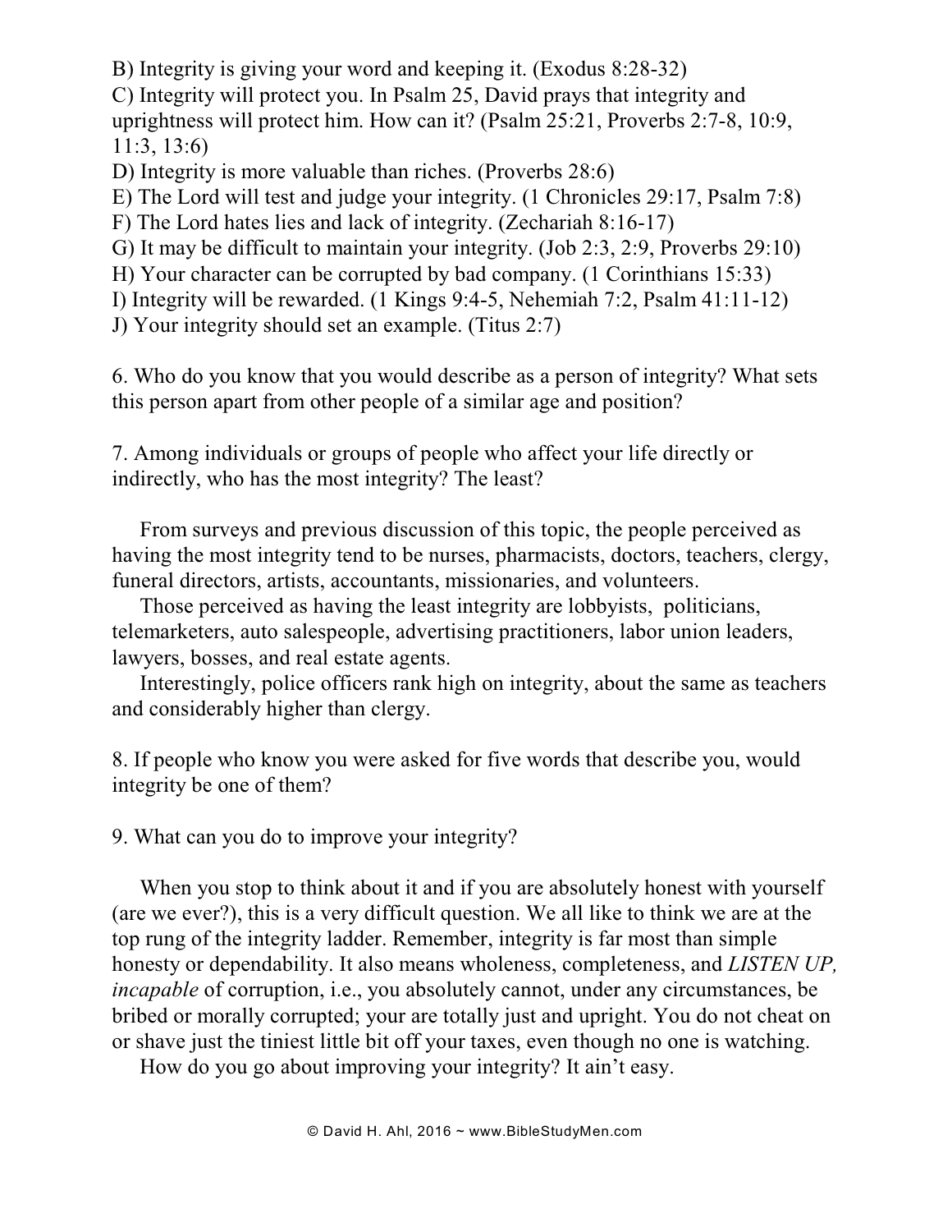B) Integrity is giving your word and keeping it. (Exodus 8:28-32)
C) Integrity will protect you. In Psalm 25, David prays that integrity and uprightness will protect him. How can it? (Psalm 25:21, Proverbs 2:7-8, 10:9, 11:3, 13:6)
D) Integrity is more valuable than riches. (Proverbs 28:6)
E) The Lord will test and judge your integrity. (1 Chronicles 29:17, Psalm 7:8)
F) The Lord hates lies and lack of integrity. (Zechariah 8:16-17)
G) It may be difficult to maintain your integrity. (Job 2:3, 2:9, Proverbs 29:10)
H) Your character can be corrupted by bad company. (1 Corinthians 15:33)
I) Integrity will be rewarded. (1 Kings 9:4-5, Nehemiah 7:2, Psalm 41:11-12)
J) Your integrity should set an example. (Titus 2:7)

6. Who do you know that you would describe as a person of integrity? What sets this person apart from other people of a similar age and position?

7. Among individuals or groups of people who affect your life directly or indirectly, who has the most integrity? The least?

From surveys and previous discussion of this topic, the people perceived as having the most integrity tend to be nurses, pharmacists, doctors, teachers, clergy, funeral directors, artists, accountants, missionaries, and volunteers.

Those perceived as having the least integrity are lobbyists, politicians, telemarketers, auto salespeople, advertising practitioners, labor union leaders, lawyers, bosses, and real estate agents.

Interestingly, police officers rank high on integrity, about the same as teachers and considerably higher than clergy.

8. If people who know you were asked for five words that describe you, would integrity be one of them?

9. What can you do to improve your integrity?

When you stop to think about it and if you are absolutely honest with yourself (are we ever?), this is a very difficult question. We all like to think we are at the top rung of the integrity ladder. Remember, integrity is far most than simple honesty or dependability. It also means wholeness, completeness, and *LISTEN UP, incapable* of corruption, i.e., you absolutely cannot, under any circumstances, be bribed or morally corrupted; your are totally just and upright. You do not cheat on or shave just the tiniest little bit off your taxes, even though no one is watching.

How do you go about improving your integrity? It ain't easy.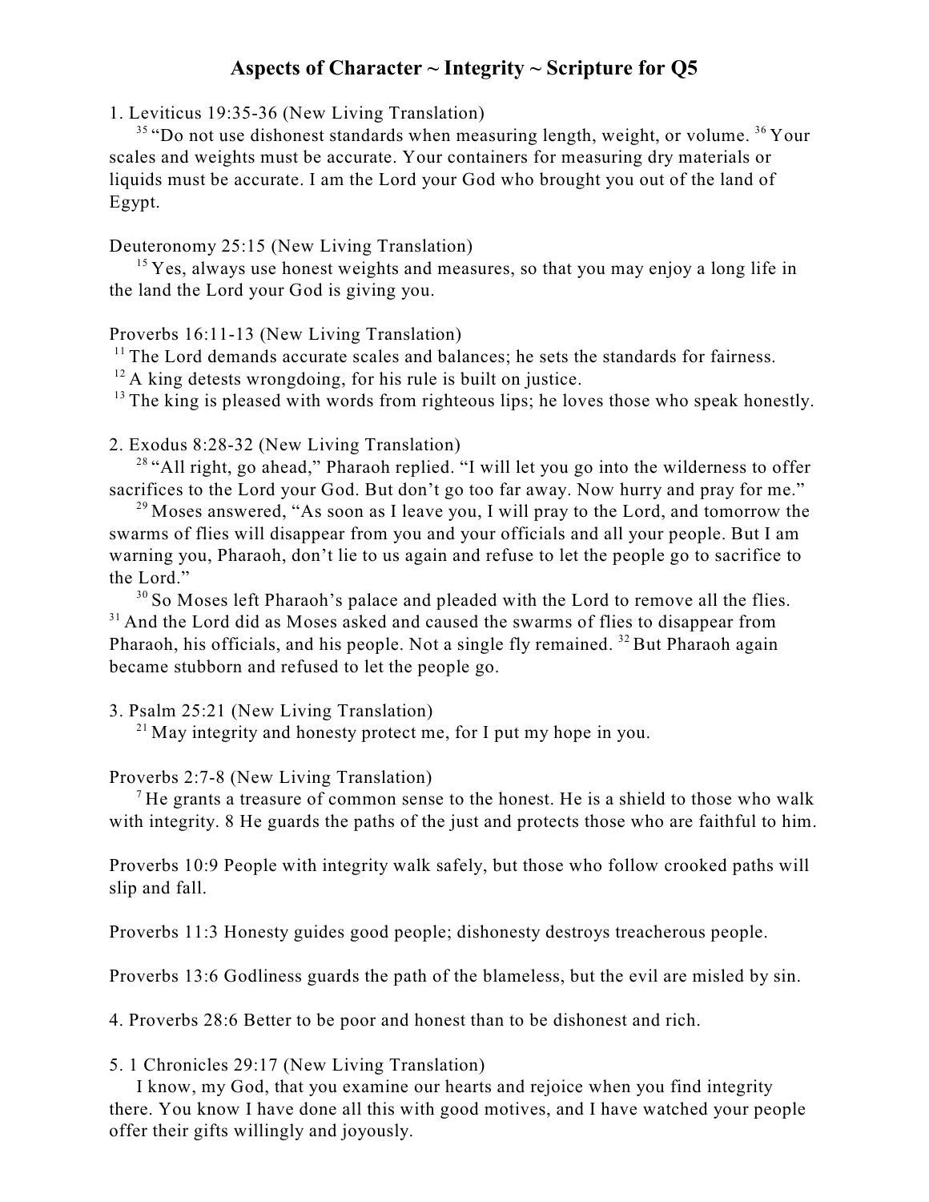# Aspects of Character ~ Integrity ~ Scripture for Q5

1. Leviticus 19:35-36 (New Living Translation)

[35] "Do not use dishonest standards when measuring length, weight, or volume. [36] Your scales and weights must be accurate. Your containers for measuring dry materials or liquids must be accurate. I am the Lord your God who brought you out of the land of Egypt.

Deuteronomy 25:15 (New Living Translation)

[15] Yes, always use honest weights and measures, so that you may enjoy a long life in the land the Lord your God is giving you.

Proverbs 16:11-13 (New Living Translation)

[11] The Lord demands accurate scales and balances; he sets the standards for fairness.
[12] A king detests wrongdoing, for his rule is built on justice.
[13] The king is pleased with words from righteous lips; he loves those who speak honestly.

2. Exodus 8:28-32 (New Living Translation)

[28] "All right, go ahead," Pharaoh replied. "I will let you go into the wilderness to offer sacrifices to the Lord your God. But don't go too far away. Now hurry and pray for me."

[29] Moses answered, "As soon as I leave you, I will pray to the Lord, and tomorrow the swarms of flies will disappear from you and your officials and all your people. But I am warning you, Pharaoh, don't lie to us again and refuse to let the people go to sacrifice to the Lord."

[30] So Moses left Pharaoh's palace and pleaded with the Lord to remove all the flies. [31] And the Lord did as Moses asked and caused the swarms of flies to disappear from Pharaoh, his officials, and his people. Not a single fly remained. [32] But Pharaoh again became stubborn and refused to let the people go.

3. Psalm 25:21 (New Living Translation)

[21] May integrity and honesty protect me, for I put my hope in you.

Proverbs 2:7-8 (New Living Translation)

[7] He grants a treasure of common sense to the honest. He is a shield to those who walk with integrity. 8 He guards the paths of the just and protects those who are faithful to him.

Proverbs 10:9 People with integrity walk safely, but those who follow crooked paths will slip and fall.

Proverbs 11:3 Honesty guides good people; dishonesty destroys treacherous people.

Proverbs 13:6 Godliness guards the path of the blameless, but the evil are misled by sin.

4. Proverbs 28:6 Better to be poor and honest than to be dishonest and rich.

5. 1 Chronicles 29:17 (New Living Translation)

I know, my God, that you examine our hearts and rejoice when you find integrity there. You know I have done all this with good motives, and I have watched your people offer their gifts willingly and joyously.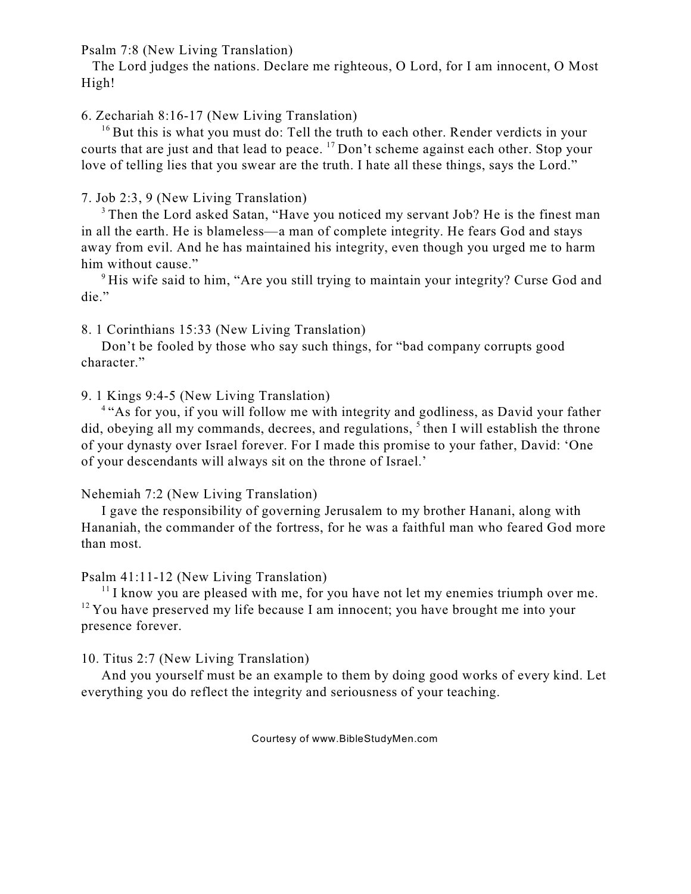Psalm 7:8 (New Living Translation)

The Lord judges the nations. Declare me righteous, O Lord, for I am innocent, O Most High!

6. Zechariah 8:16-17 (New Living Translation)

[16] But this is what you must do: Tell the truth to each other. Render verdicts in your courts that are just and that lead to peace. [17] Don't scheme against each other. Stop your love of telling lies that you swear are the truth. I hate all these things, says the Lord."

7. Job 2:3, 9 (New Living Translation)

[3] Then the Lord asked Satan, "Have you noticed my servant Job? He is the finest man in all the earth. He is blameless—a man of complete integrity. He fears God and stays away from evil. And he has maintained his integrity, even though you urged me to harm him without cause."

[9] His wife said to him, "Are you still trying to maintain your integrity? Curse God and die."

8. 1 Corinthians 15:33 (New Living Translation)

Don't be fooled by those who say such things, for "bad company corrupts good character."

9. 1 Kings 9:4-5 (New Living Translation)

[4] "As for you, if you will follow me with integrity and godliness, as David your father did, obeying all my commands, decrees, and regulations, [5] then I will establish the throne of your dynasty over Israel forever. For I made this promise to your father, David: 'One of your descendants will always sit on the throne of Israel.'

Nehemiah 7:2 (New Living Translation)

I gave the responsibility of governing Jerusalem to my brother Hanani, along with Hananiah, the commander of the fortress, for he was a faithful man who feared God more than most.

Psalm 41:11-12 (New Living Translation)

[11] I know you are pleased with me, for you have not let my enemies triumph over me. [12] You have preserved my life because I am innocent; you have brought me into your presence forever.

10. Titus 2:7 (New Living Translation)

And you yourself must be an example to them by doing good works of every kind. Let everything you do reflect the integrity and seriousness of your teaching.

Courtesy of www.BibleStudyMen.com